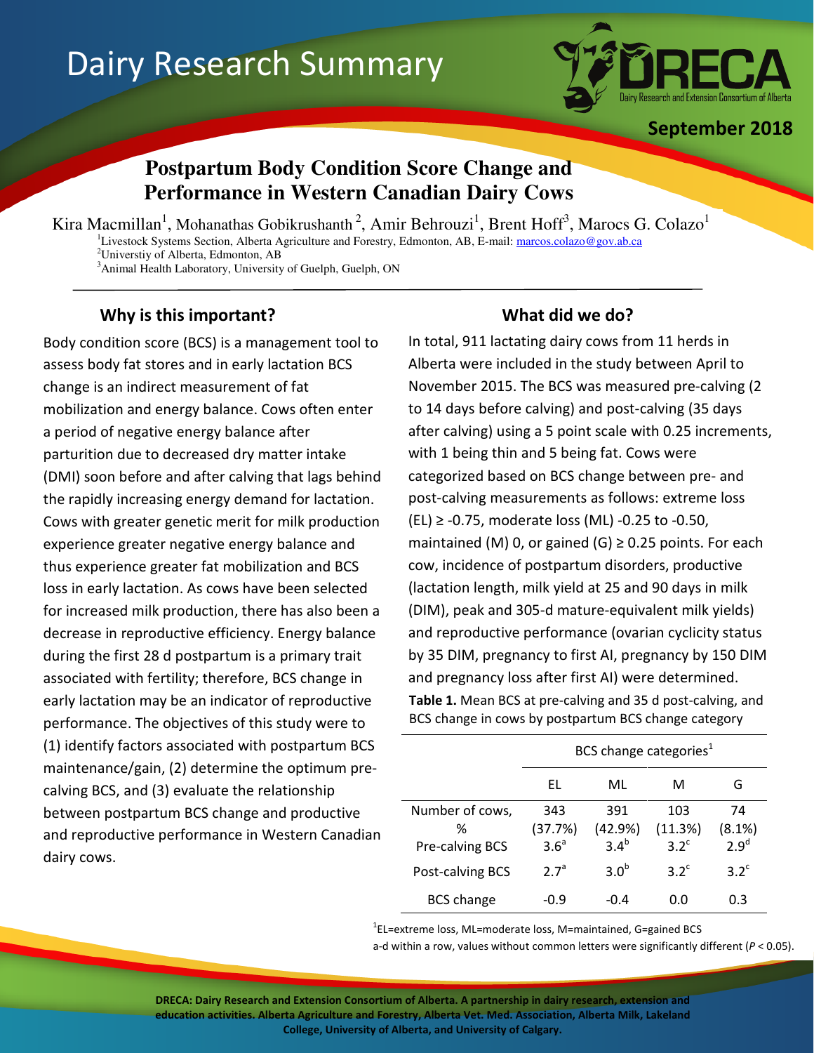# Dairy Research Summary

September 2018

## Postpartum Body Condition Score Change and Performance in Western Canadian Dairy Cows

Kira Macmillan[1], Mohanathas Gobikrushanth[2], Amir Behrouzi[1], Brent Hoff[3], Marocs G. Colazo[1]

[1]Livestock Systems Section, Alberta Agriculture and Forestry, Edmonton, AB, E-mail: marcos.colazo@gov.ab.ca
[2]Universtiy of Alberta, Edmonton, AB
[3]Animal Health Laboratory, University of Guelph, Guelph, ON

### Why is this important?

Body condition score (BCS) is a management tool to assess body fat stores and in early lactation BCS change is an indirect measurement of fat mobilization and energy balance. Cows often enter a period of negative energy balance after parturition due to decreased dry matter intake (DMI) soon before and after calving that lags behind the rapidly increasing energy demand for lactation. Cows with greater genetic merit for milk production experience greater negative energy balance and thus experience greater fat mobilization and BCS loss in early lactation. As cows have been selected for increased milk production, there has also been a decrease in reproductive efficiency. Energy balance during the first 28 d postpartum is a primary trait associated with fertility; therefore, BCS change in early lactation may be an indicator of reproductive performance. The objectives of this study were to (1) identify factors associated with postpartum BCS maintenance/gain, (2) determine the optimum pre-calving BCS, and (3) evaluate the relationship between postpartum BCS change and productive and reproductive performance in Western Canadian dairy cows.

### What did we do?

In total, 911 lactating dairy cows from 11 herds in Alberta were included in the study between April to November 2015. The BCS was measured pre-calving (2 to 14 days before calving) and post-calving (35 days after calving) using a 5 point scale with 0.25 increments, with 1 being thin and 5 being fat. Cows were categorized based on BCS change between pre- and post-calving measurements as follows: extreme loss (EL) ≥ -0.75, moderate loss (ML) -0.25 to -0.50, maintained (M) 0, or gained (G) ≥ 0.25 points. For each cow, incidence of postpartum disorders, productive (lactation length, milk yield at 25 and 90 days in milk (DIM), peak and 305-d mature-equivalent milk yields) and reproductive performance (ovarian cyclicity status by 35 DIM, pregnancy to first AI, pregnancy by 150 DIM and pregnancy loss after first AI) were determined.

**Table 1.** Mean BCS at pre-calving and 35 d post-calving, and BCS change in cows by postpartum BCS change category

| | BCS change categories[1] | | | |
|---|---|---|---|---|
| | EL | ML | M | G |
| Number of cows, % | 343 (37.7%) | 391 (42.9%) | 103 (11.3%) | 74 (8.1%) |
| Pre-calving BCS | 3.6[a] | 3.4[b] | 3.2[c] | 2.9[d] |
| Post-calving BCS | 2.7[a] | 3.0[b] | 3.2[c] | 3.2[c] |
| BCS change | -0.9 | -0.4 | 0.0 | 0.3 |

[1]EL=extreme loss, ML=moderate loss, M=maintained, G=gained BCS
a-d within a row, values without common letters were significantly different ($P < 0.05$).

DRECA: Dairy Research and Extension Consortium of Alberta. A partnership in dairy research, extension and education activities. Alberta Agriculture and Forestry, Alberta Vet. Med. Association, Alberta Milk, Lakeland College, University of Alberta, and University of Calgary.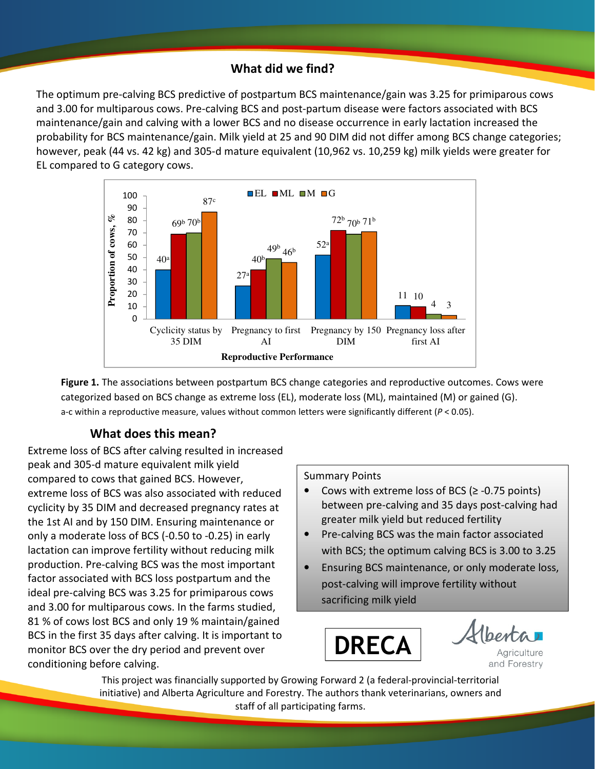## What did we find?

The optimum pre-calving BCS predictive of postpartum BCS maintenance/gain was 3.25 for primiparous cows and 3.00 for multiparous cows. Pre-calving BCS and post-partum disease were factors associated with BCS maintenance/gain and calving with a lower BCS and no disease occurrence in early lactation increased the probability for BCS maintenance/gain. Milk yield at 25 and 90 DIM did not differ among BCS change categories; however, peak (44 vs. 42 kg) and 305-d mature equivalent (10,962 vs. 10,259 kg) milk yields were greater for EL compared to G category cows.

EL ML M G

Proportion of cows, %

100
90
80
70
60
50
40
30
20
10
0

40a 69b 70b 87c

27a 40b 49b 46b

52a 72b 70b 71b

11 10 4 3

Cyclicity status by 35 DIM

Pregnancy to first AI

Pregnancy by 150 DIM

Pregnancy loss after first AI

Reproductive Performance

**Figure 1.** The associations between postpartum BCS change categories and reproductive outcomes. Cows were categorized based on BCS change as extreme loss (EL), moderate loss (ML), maintained (M) or gained (G). a-c within a reproductive measure, values without common letters were significantly different ($P < 0.05$).

## What does this mean?

Extreme loss of BCS after calving resulted in increased peak and 305-d mature equivalent milk yield compared to cows that gained BCS. However, extreme loss of BCS was also associated with reduced cyclicity by 35 DIM and decreased pregnancy rates at the 1st AI and by 150 DIM. Ensuring maintenance or only a moderate loss of BCS (-0.50 to -0.25) in early lactation can improve fertility without reducing milk production. Pre-calving BCS was the most important factor associated with BCS loss postpartum and the ideal pre-calving BCS was 3.25 for primiparous cows and 3.00 for multiparous cows. In the farms studied, 81 % of cows lost BCS and only 19 % maintain/gained BCS in the first 35 days after calving. It is important to monitor BCS over the dry period and prevent over conditioning before calving.

Summary Points

- Cows with extreme loss of BCS (≥ -0.75 points) between pre-calving and 35 days post-calving had greater milk yield but reduced fertility
- Pre-calving BCS was the main factor associated with BCS; the optimum calving BCS is 3.00 to 3.25
- Ensuring BCS maintenance, or only moderate loss, post-calving will improve fertility without sacrificing milk yield

DRECA

Alberta Agriculture and Forestry

This project was financially supported by Growing Forward 2 (a federal-provincial-territorial initiative) and Alberta Agriculture and Forestry. The authors thank veterinarians, owners and staff of all participating farms.